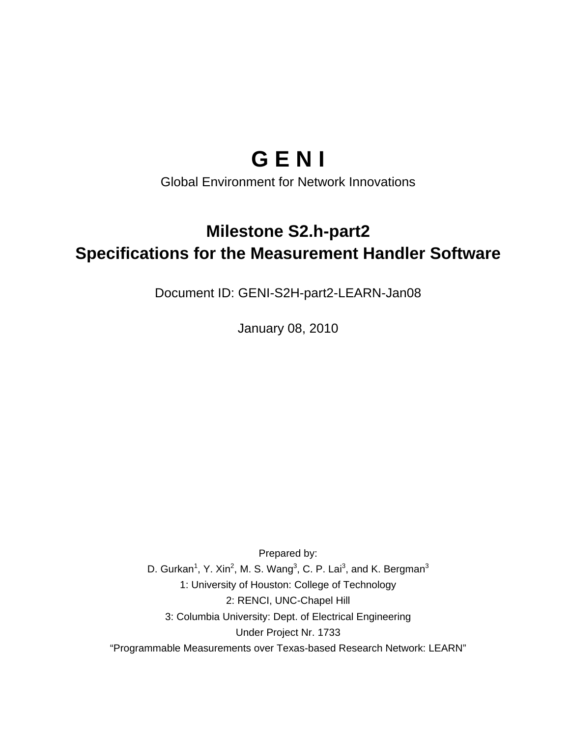# G E N I

Global Environment for Network Innovations

## Milestone S2.h-part2
## Specifications for the Measurement Handler Software

Document ID: GENI-S2H-part2-LEARN-Jan08

January 08, 2010

Prepared by:

D. Gurkan[1], Y. Xin[2], M. S. Wang[3], C. P. Lai[3], and K. Bergman[3]

1: University of Houston: College of Technology

2: RENCI, UNC-Chapel Hill

3: Columbia University: Dept. of Electrical Engineering

Under Project Nr. 1733

"Programmable Measurements over Texas-based Research Network: LEARN"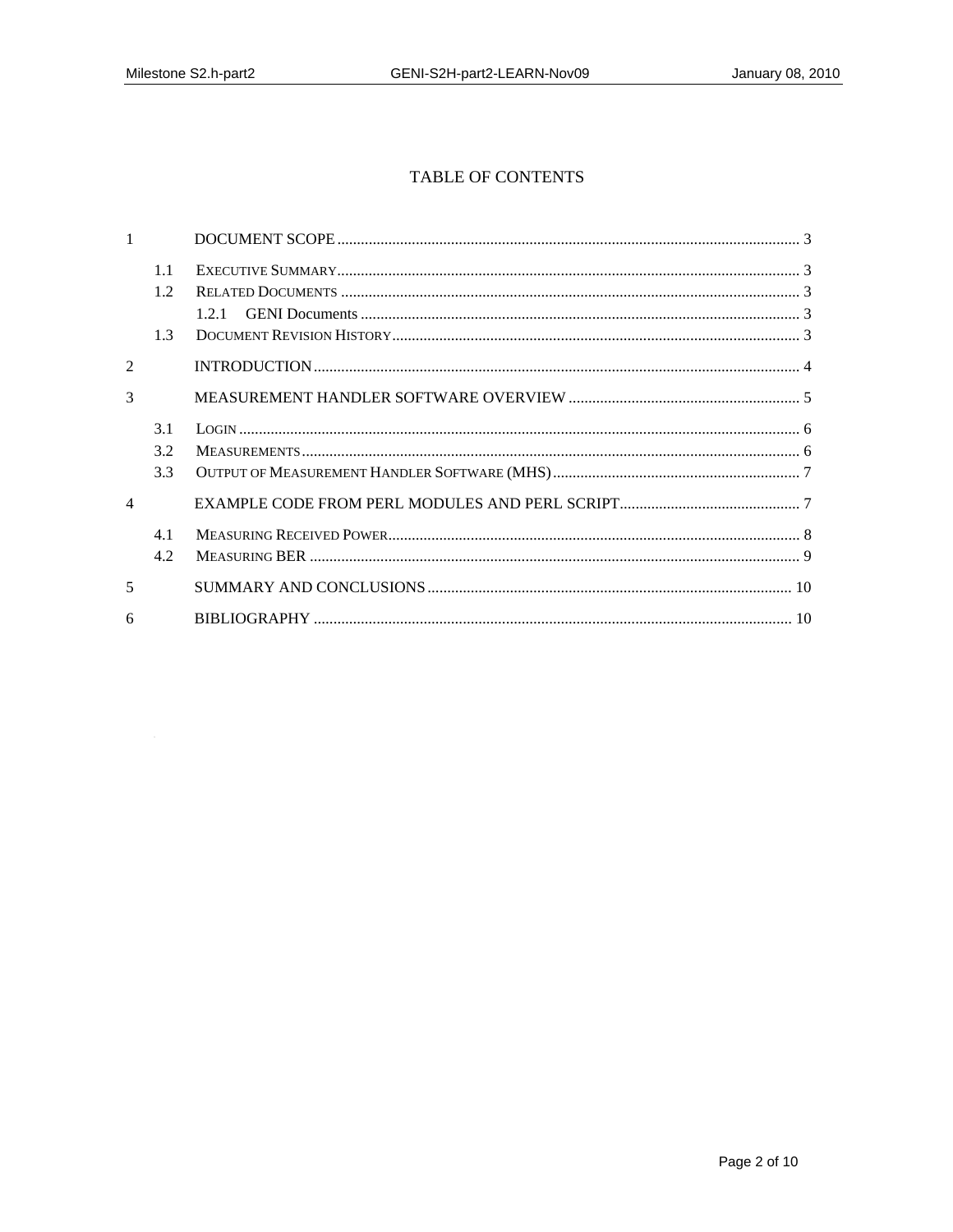# TABLE OF CONTENTS

1 DOCUMENT SCOPE ............ 3
- 1.1 EXECUTIVE SUMMARY ............ 3
- 1.2 RELATED DOCUMENTS ............ 3
  - 1.2.1 GENI Documents ............ 3
- 1.3 DOCUMENT REVISION HISTORY ............ 3

2 INTRODUCTION ............ 4

3 MEASUREMENT HANDLER SOFTWARE OVERVIEW ............ 5
- 3.1 LOGIN ............ 6
- 3.2 MEASUREMENTS ............ 6
- 3.3 OUTPUT OF MEASUREMENT HANDLER SOFTWARE (MHS) ............ 7

4 EXAMPLE CODE FROM PERL MODULES AND PERL SCRIPT ............ 7
- 4.1 MEASURING RECEIVED POWER ............ 8
- 4.2 MEASURING BER ............ 9

5 SUMMARY AND CONCLUSIONS ............ 10

6 BIBLIOGRAPHY ............ 10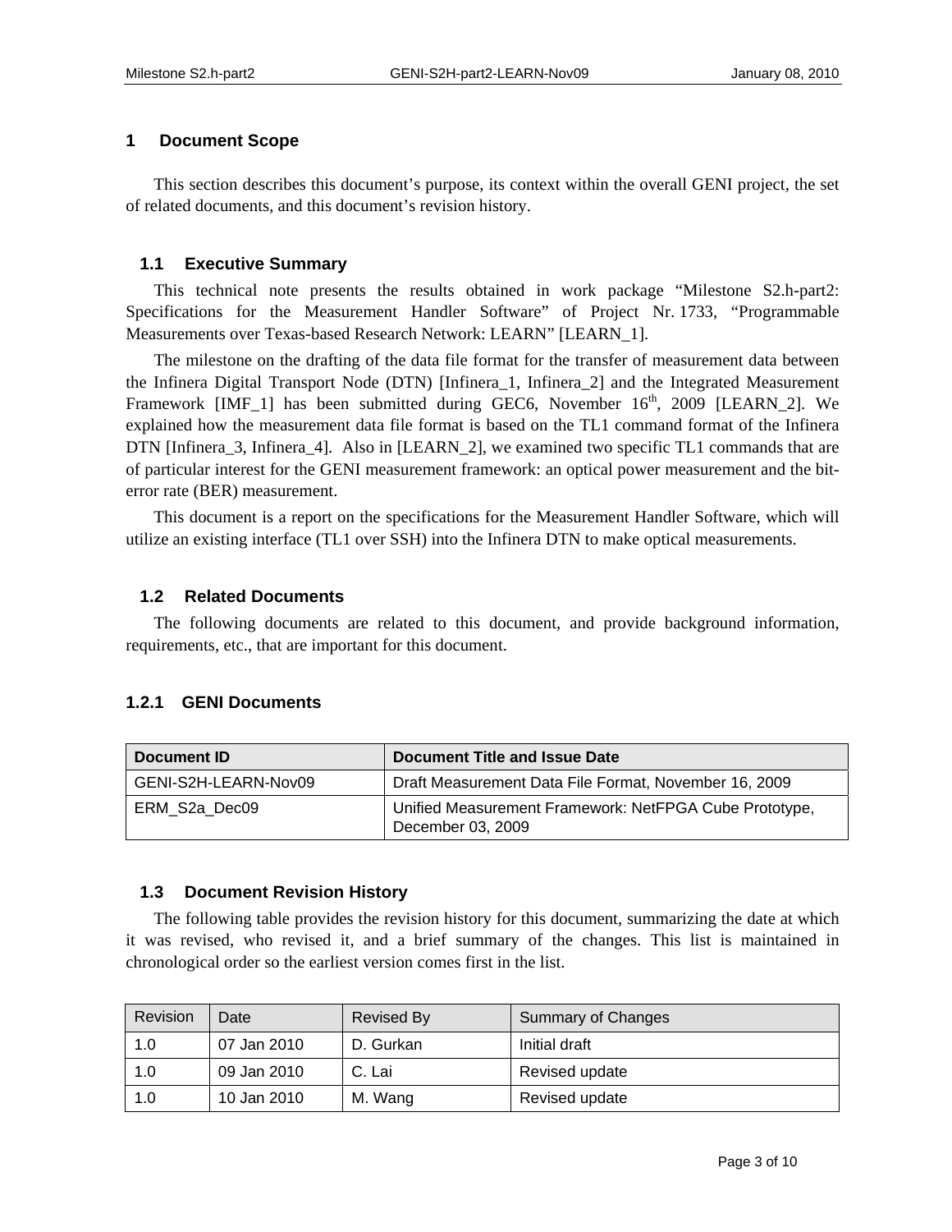# 1 Document Scope

This section describes this document's purpose, its context within the overall GENI project, the set of related documents, and this document's revision history.

## 1.1 Executive Summary

This technical note presents the results obtained in work package "Milestone S2.h-part2: Specifications for the Measurement Handler Software" of Project Nr. 1733, "Programmable Measurements over Texas-based Research Network: LEARN" [LEARN_1].

The milestone on the drafting of the data file format for the transfer of measurement data between the Infinera Digital Transport Node (DTN) [Infinera_1, Infinera_2] and the Integrated Measurement Framework [IMF_1] has been submitted during GEC6, November 16th, 2009 [LEARN_2]. We explained how the measurement data file format is based on the TL1 command format of the Infinera DTN [Infinera_3, Infinera_4]. Also in [LEARN_2], we examined two specific TL1 commands that are of particular interest for the GENI measurement framework: an optical power measurement and the bit-error rate (BER) measurement.

This document is a report on the specifications for the Measurement Handler Software, which will utilize an existing interface (TL1 over SSH) into the Infinera DTN to make optical measurements.

## 1.2 Related Documents

The following documents are related to this document, and provide background information, requirements, etc., that are important for this document.

### 1.2.1 GENI Documents

| Document ID | Document Title and Issue Date |
|---|---|
| GENI-S2H-LEARN-Nov09 | Draft Measurement Data File Format, November 16, 2009 |
| ERM_S2a_Dec09 | Unified Measurement Framework: NetFPGA Cube Prototype, December 03, 2009 |

## 1.3 Document Revision History

The following table provides the revision history for this document, summarizing the date at which it was revised, who revised it, and a brief summary of the changes. This list is maintained in chronological order so the earliest version comes first in the list.

| Revision | Date | Revised By | Summary of Changes |
|---|---|---|---|
| 1.0 | 07 Jan 2010 | D. Gurkan | Initial draft |
| 1.0 | 09 Jan 2010 | C. Lai | Revised update |
| 1.0 | 10 Jan 2010 | M. Wang | Revised update |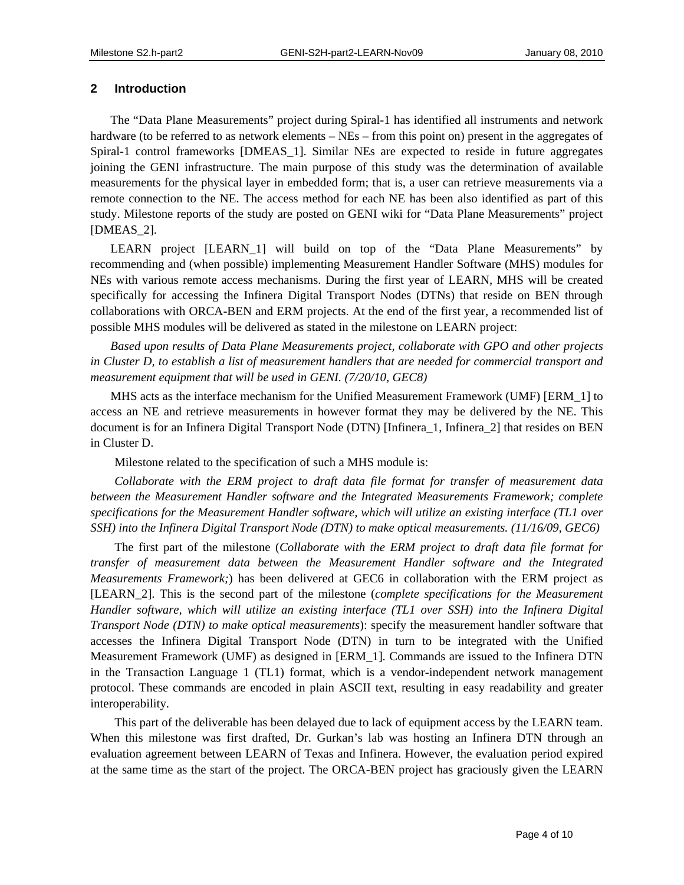## 2 Introduction

The "Data Plane Measurements" project during Spiral-1 has identified all instruments and network hardware (to be referred to as network elements – NEs – from this point on) present in the aggregates of Spiral-1 control frameworks [DMEAS_1]. Similar NEs are expected to reside in future aggregates joining the GENI infrastructure. The main purpose of this study was the determination of available measurements for the physical layer in embedded form; that is, a user can retrieve measurements via a remote connection to the NE. The access method for each NE has been also identified as part of this study. Milestone reports of the study are posted on GENI wiki for "Data Plane Measurements" project [DMEAS_2].

LEARN project [LEARN_1] will build on top of the "Data Plane Measurements" by recommending and (when possible) implementing Measurement Handler Software (MHS) modules for NEs with various remote access mechanisms. During the first year of LEARN, MHS will be created specifically for accessing the Infinera Digital Transport Nodes (DTNs) that reside on BEN through collaborations with ORCA-BEN and ERM projects. At the end of the first year, a recommended list of possible MHS modules will be delivered as stated in the milestone on LEARN project:

*Based upon results of Data Plane Measurements project, collaborate with GPO and other projects in Cluster D, to establish a list of measurement handlers that are needed for commercial transport and measurement equipment that will be used in GENI. (7/20/10, GEC8)*

MHS acts as the interface mechanism for the Unified Measurement Framework (UMF) [ERM_1] to access an NE and retrieve measurements in however format they may be delivered by the NE. This document is for an Infinera Digital Transport Node (DTN) [Infinera_1, Infinera_2] that resides on BEN in Cluster D.

Milestone related to the specification of such a MHS module is:

*Collaborate with the ERM project to draft data file format for transfer of measurement data between the Measurement Handler software and the Integrated Measurements Framework; complete specifications for the Measurement Handler software, which will utilize an existing interface (TL1 over SSH) into the Infinera Digital Transport Node (DTN) to make optical measurements. (11/16/09, GEC6)*

The first part of the milestone (*Collaborate with the ERM project to draft data file format for transfer of measurement data between the Measurement Handler software and the Integrated Measurements Framework;*) has been delivered at GEC6 in collaboration with the ERM project as [LEARN_2]. This is the second part of the milestone (*complete specifications for the Measurement Handler software, which will utilize an existing interface (TL1 over SSH) into the Infinera Digital Transport Node (DTN) to make optical measurements*): specify the measurement handler software that accesses the Infinera Digital Transport Node (DTN) in turn to be integrated with the Unified Measurement Framework (UMF) as designed in [ERM_1]. Commands are issued to the Infinera DTN in the Transaction Language 1 (TL1) format, which is a vendor-independent network management protocol. These commands are encoded in plain ASCII text, resulting in easy readability and greater interoperability.

This part of the deliverable has been delayed due to lack of equipment access by the LEARN team. When this milestone was first drafted, Dr. Gurkan's lab was hosting an Infinera DTN through an evaluation agreement between LEARN of Texas and Infinera. However, the evaluation period expired at the same time as the start of the project. The ORCA-BEN project has graciously given the LEARN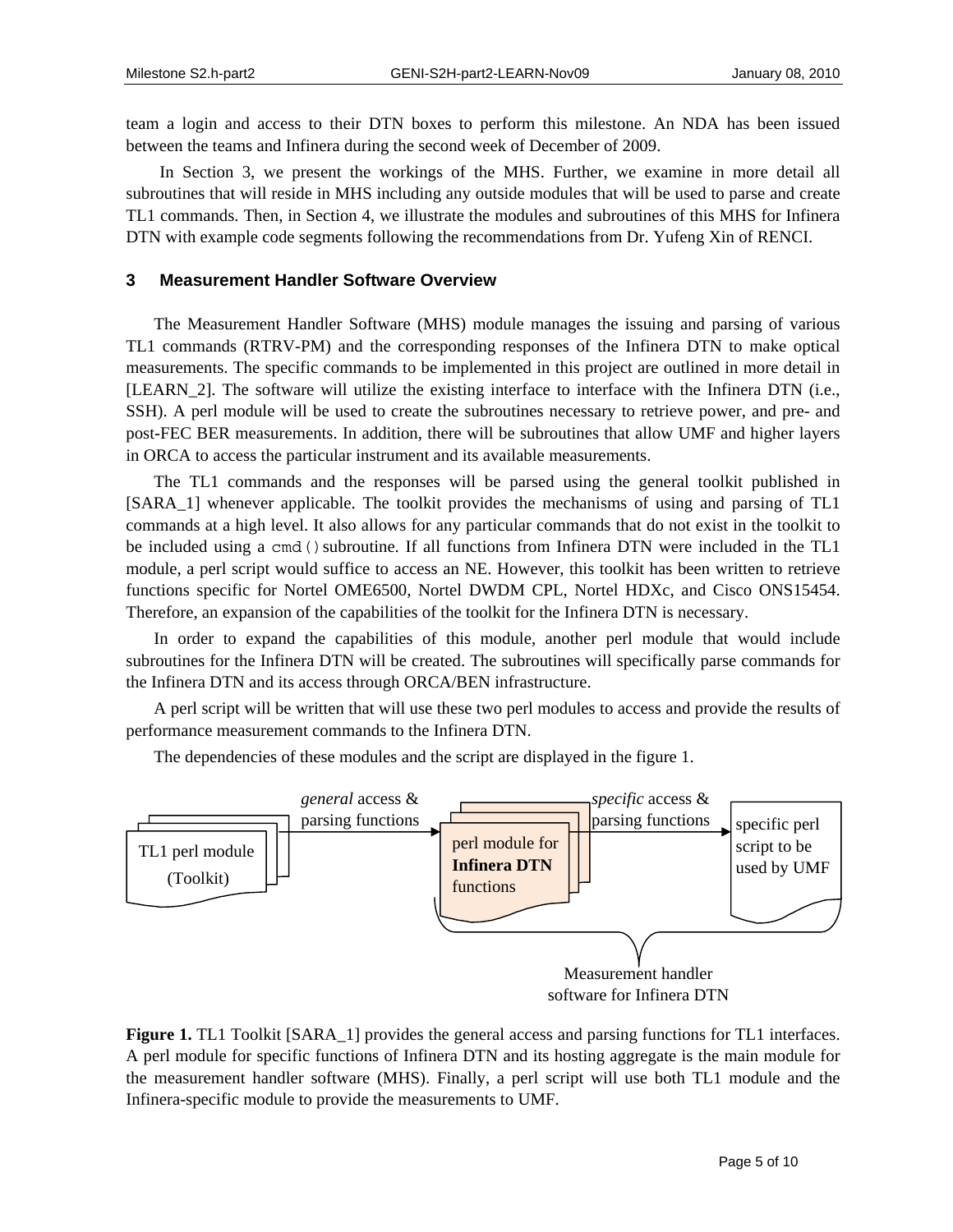team a login and access to their DTN boxes to perform this milestone. An NDA has been issued between the teams and Infinera during the second week of December of 2009.

In Section 3, we present the workings of the MHS. Further, we examine in more detail all subroutines that will reside in MHS including any outside modules that will be used to parse and create TL1 commands. Then, in Section 4, we illustrate the modules and subroutines of this MHS for Infinera DTN with example code segments following the recommendations from Dr. Yufeng Xin of RENCI.

## 3 Measurement Handler Software Overview

The Measurement Handler Software (MHS) module manages the issuing and parsing of various TL1 commands (RTRV-PM) and the corresponding responses of the Infinera DTN to make optical measurements. The specific commands to be implemented in this project are outlined in more detail in [LEARN_2]. The software will utilize the existing interface to interface with the Infinera DTN (i.e., SSH). A perl module will be used to create the subroutines necessary to retrieve power, and pre- and post-FEC BER measurements. In addition, there will be subroutines that allow UMF and higher layers in ORCA to access the particular instrument and its available measurements.

The TL1 commands and the responses will be parsed using the general toolkit published in [SARA_1] whenever applicable. The toolkit provides the mechanisms of using and parsing of TL1 commands at a high level. It also allows for any particular commands that do not exist in the toolkit to be included using a `cmd()` subroutine. If all functions from Infinera DTN were included in the TL1 module, a perl script would suffice to access an NE. However, this toolkit has been written to retrieve functions specific for Nortel OME6500, Nortel DWDM CPL, Nortel HDXc, and Cisco ONS15454. Therefore, an expansion of the capabilities of the toolkit for the Infinera DTN is necessary.

In order to expand the capabilities of this module, another perl module that would include subroutines for the Infinera DTN will be created. The subroutines will specifically parse commands for the Infinera DTN and its access through ORCA/BEN infrastructure.

A perl script will be written that will use these two perl modules to access and provide the results of performance measurement commands to the Infinera DTN.

The dependencies of these modules and the script are displayed in the figure 1.

TL1 perl module (Toolkit) — *general* access & parsing functions → perl module for **Infinera DTN** functions — *specific* access & parsing functions → specific perl script to be used by UMF

Measurement handler software for Infinera DTN

**Figure 1.** TL1 Toolkit [SARA_1] provides the general access and parsing functions for TL1 interfaces. A perl module for specific functions of Infinera DTN and its hosting aggregate is the main module for the measurement handler software (MHS). Finally, a perl script will use both TL1 module and the Infinera-specific module to provide the measurements to UMF.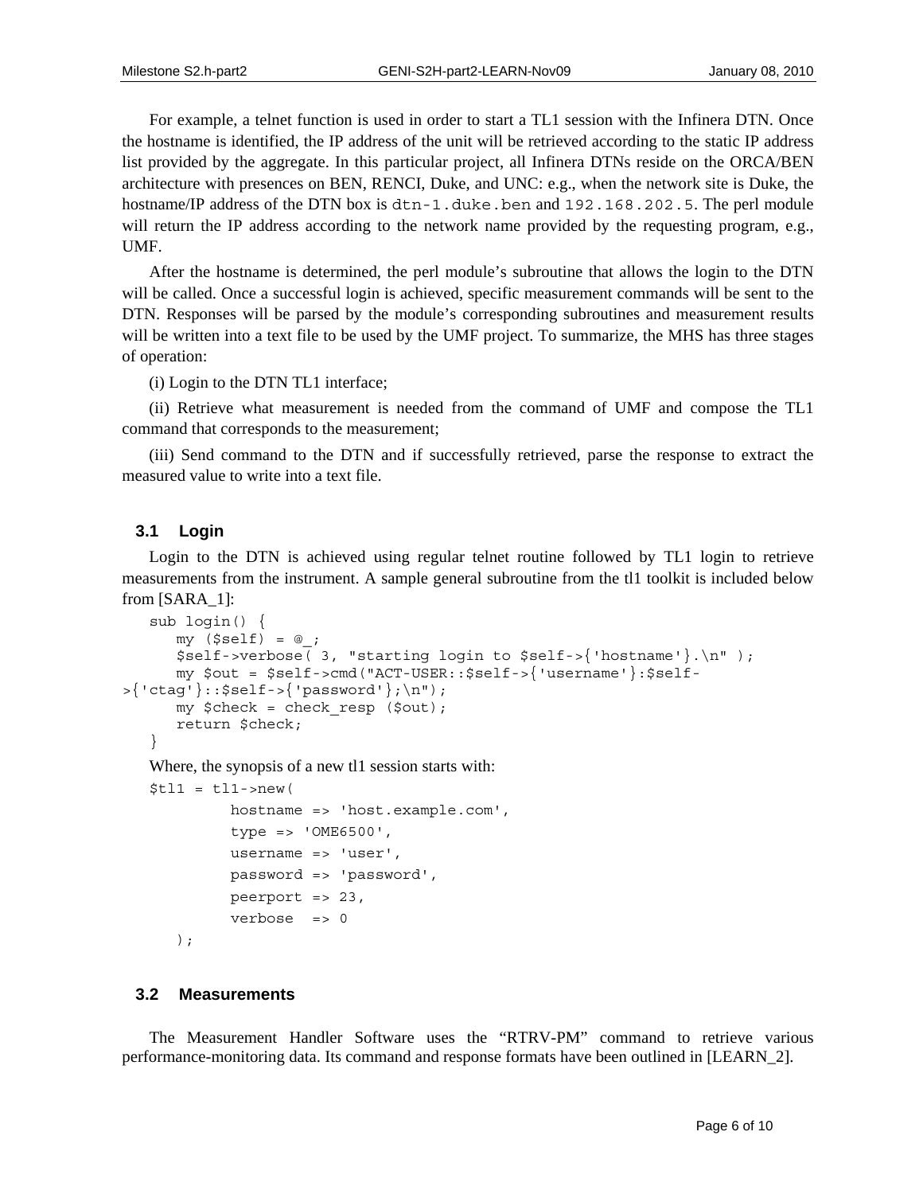For example, a telnet function is used in order to start a TL1 session with the Infinera DTN. Once the hostname is identified, the IP address of the unit will be retrieved according to the static IP address list provided by the aggregate. In this particular project, all Infinera DTNs reside on the ORCA/BEN architecture with presences on BEN, RENCI, Duke, and UNC: e.g., when the network site is Duke, the hostname/IP address of the DTN box is `dtn-1.duke.ben` and `192.168.202.5`. The perl module will return the IP address according to the network name provided by the requesting program, e.g., UMF.

After the hostname is determined, the perl module's subroutine that allows the login to the DTN will be called. Once a successful login is achieved, specific measurement commands will be sent to the DTN. Responses will be parsed by the module's corresponding subroutines and measurement results will be written into a text file to be used by the UMF project. To summarize, the MHS has three stages of operation:

(i) Login to the DTN TL1 interface;

(ii) Retrieve what measurement is needed from the command of UMF and compose the TL1 command that corresponds to the measurement;

(iii) Send command to the DTN and if successfully retrieved, parse the response to extract the measured value to write into a text file.

### 3.1 Login

Login to the DTN is achieved using regular telnet routine followed by TL1 login to retrieve measurements from the instrument. A sample general subroutine from the tl1 toolkit is included below from [SARA_1]:

```
sub login() {
   my ($self) = @_;
   $self->verbose( 3, "starting login to $self->{'hostname'}.\n" );
   my $out = $self->cmd("ACT-USER::$self->{'username'}:$self->{'ctag'}::$self->{'password'};\n");
   my $check = check_resp ($out);
   return $check;
}
```

Where, the synopsis of a new tl1 session starts with:

```
$tl1 = tl1->new(
         hostname => 'host.example.com',
         type => 'OME6500',
         username => 'user',
         password => 'password',
         peerport => 23,
         verbose  => 0
   );
```

### 3.2 Measurements

The Measurement Handler Software uses the "RTRV-PM" command to retrieve various performance-monitoring data. Its command and response formats have been outlined in [LEARN_2].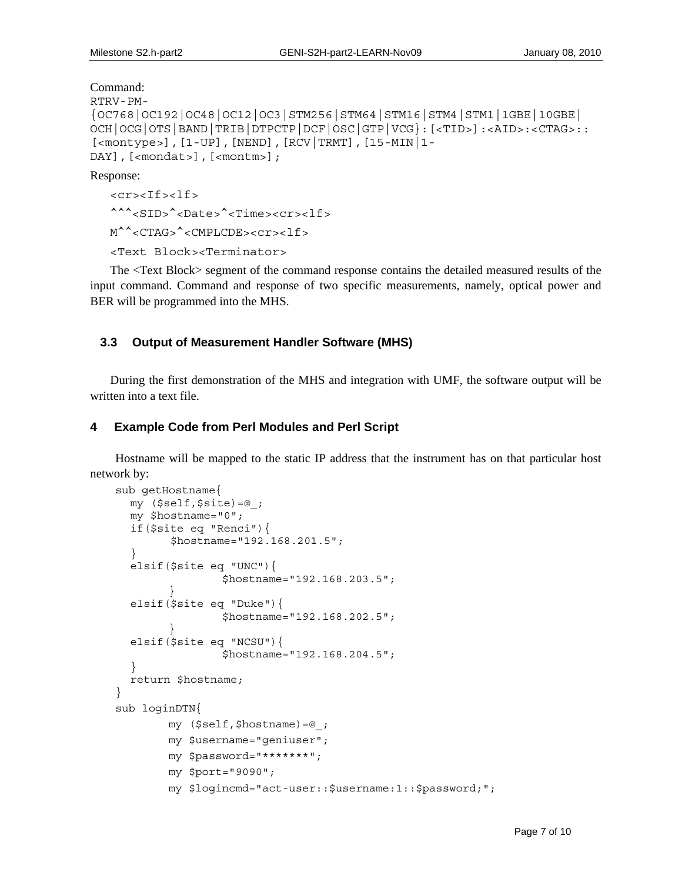Command:

```
RTRV-PM-
{OC768|OC192|OC48|OC12|OC3|STM256|STM64|STM16|STM4|STM1|1GBE|10GBE|
OCH|OCG|OTS|BAND|TRIB|DTPCTP|DCF|OSC|GTP|VCG}:[<TID>]:<AID>:<CTAG>::
[<montype>],[1-UP],[NEND],[RCV|TRMT],[15-MIN|1-
DAY],[<mondat>],[<montm>];
```

Response:

```
<cr><If><lf>
^^^<SID>^<Date>^<Time><cr><lf>
M^^<CTAG>^<CMPLCDE><cr><lf>
<Text Block><Terminator>
```

The <Text Block> segment of the command response contains the detailed measured results of the input command. Command and response of two specific measurements, namely, optical power and BER will be programmed into the MHS.

### 3.3 Output of Measurement Handler Software (MHS)

During the first demonstration of the MHS and integration with UMF, the software output will be written into a text file.

## 4 Example Code from Perl Modules and Perl Script

Hostname will be mapped to the static IP address that the instrument has on that particular host network by:

```
sub getHostname{
  my ($self,$site)=@_;
  my $hostname="0";
  if($site eq "Renci"){
        $hostname="192.168.201.5";
  }
  elsif($site eq "UNC"){
                $hostname="192.168.203.5";
        }
  elsif($site eq "Duke"){
                $hostname="192.168.202.5";
        }
  elsif($site eq "NCSU"){
                $hostname="192.168.204.5";
  }
  return $hostname;
}
sub loginDTN{
        my ($self,$hostname)=@_;
        my $username="geniuser";
        my $password="*******";
        my $port="9090";
        my $logincmd="act-user::$username:1::$password;";
```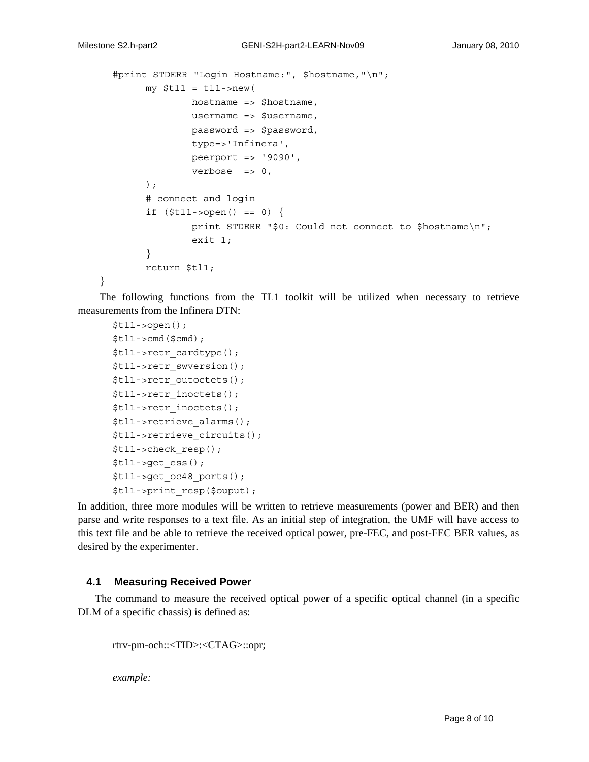```
#print STDERR "Login Hostname:", $hostname,"\n";
        my $tl1 = tl1->new(
                hostname => $hostname,
                username => $username,
                password => $password,
                type=>'Infinera',
                peerport => '9090',
                verbose  => 0,
        );
        # connect and login
        if ($tl1->open() == 0) {
                print STDERR "$0: Could not connect to $hostname\n";
                exit 1;
        }
        return $tl1;
}
```

The following functions from the TL1 toolkit will be utilized when necessary to retrieve measurements from the Infinera DTN:

```
$tl1->open();
$tl1->cmd($cmd);
$tl1->retr_cardtype();
$tl1->retr_swversion();
$tl1->retr_outoctets();
$tl1->retr_inoctets();
$tl1->retr_inoctets();
$tl1->retrieve_alarms();
$tl1->retrieve_circuits();
$tl1->check_resp();
$tl1->get_ess();
$tl1->get_oc48_ports();
$tl1->print_resp($ouput);
```

In addition, three more modules will be written to retrieve measurements (power and BER) and then parse and write responses to a text file. As an initial step of integration, the UMF will have access to this text file and be able to retrieve the received optical power, pre-FEC, and post-FEC BER values, as desired by the experimenter.

## 4.1 Measuring Received Power

The command to measure the received optical power of a specific optical channel (in a specific DLM of a specific chassis) is defined as:

rtrv-pm-och::<TID>:<CTAG>::opr;

*example:*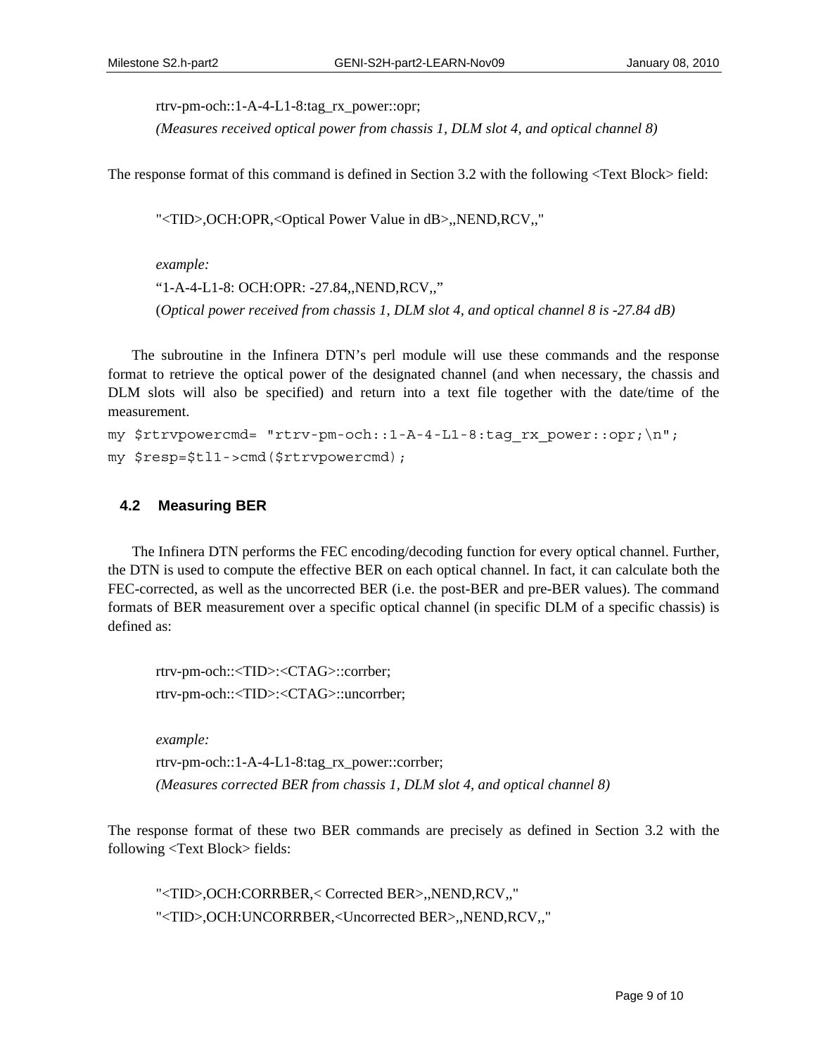rtrv-pm-och::1-A-4-L1-8:tag_rx_power::opr;

*(Measures received optical power from chassis 1, DLM slot 4, and optical channel 8)*

The response format of this command is defined in Section 3.2 with the following <Text Block> field:

"<TID>,OCH:OPR,<Optical Power Value in dB>,,NEND,RCV,,"

*example:*

"1-A-4-L1-8: OCH:OPR: -27.84,,NEND,RCV,,"

(*Optical power received from chassis 1, DLM slot 4, and optical channel 8 is -27.84 dB)*

The subroutine in the Infinera DTN's perl module will use these commands and the response format to retrieve the optical power of the designated channel (and when necessary, the chassis and DLM slots will also be specified) and return into a text file together with the date/time of the measurement.

```
my $rtrvpowercmd= "rtrv-pm-och::1-A-4-L1-8:tag_rx_power::opr;\n";
my $resp=$tl1->cmd($rtrvpowercmd);
```

### 4.2 Measuring BER

The Infinera DTN performs the FEC encoding/decoding function for every optical channel. Further, the DTN is used to compute the effective BER on each optical channel. In fact, it can calculate both the FEC-corrected, as well as the uncorrected BER (i.e. the post-BER and pre-BER values). The command formats of BER measurement over a specific optical channel (in specific DLM of a specific chassis) is defined as:

rtrv-pm-och::<TID>:<CTAG>::corrber;

rtrv-pm-och::<TID>:<CTAG>::uncorrber;

*example:*

rtrv-pm-och::1-A-4-L1-8:tag_rx_power::corrber;

*(Measures corrected BER from chassis 1, DLM slot 4, and optical channel 8)*

The response format of these two BER commands are precisely as defined in Section 3.2 with the following <Text Block> fields:

"<TID>,OCH:CORRBER,< Corrected BER>,,NEND,RCV,,"

"<TID>,OCH:UNCORRBER,<Uncorrected BER>,,NEND,RCV,,"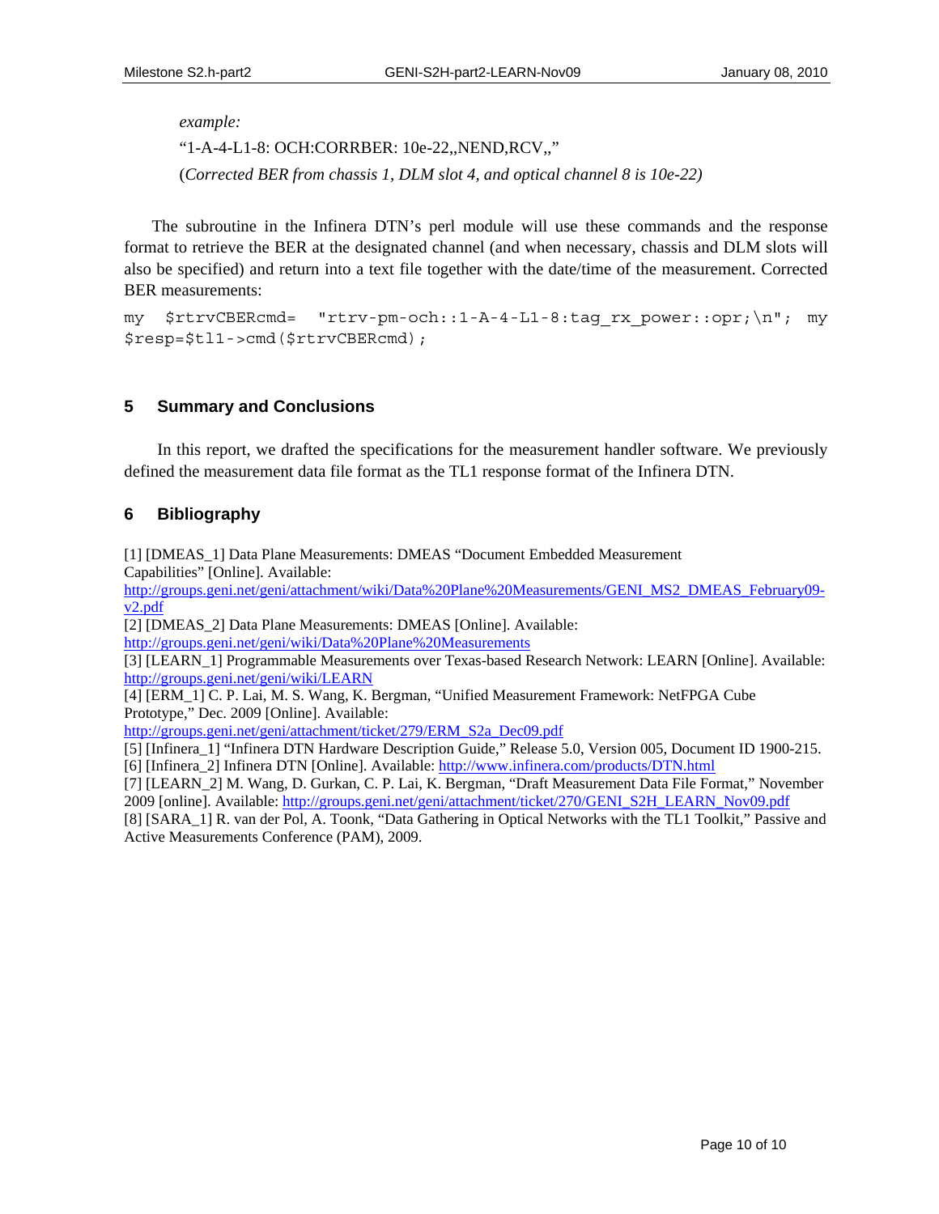*example:*

"1-A-4-L1-8: OCH:CORRBER: 10e-22,,NEND,RCV,,"

(*Corrected BER from chassis 1, DLM slot 4, and optical channel 8 is 10e-22)*

The subroutine in the Infinera DTN's perl module will use these commands and the response format to retrieve the BER at the designated channel (and when necessary, chassis and DLM slots will also be specified) and return into a text file together with the date/time of the measurement. Corrected BER measurements:

```
my  $rtrvCBERcmd=  "rtrv-pm-och::1-A-4-L1-8:tag_rx_power::opr;\n"; my
$resp=$tl1->cmd($rtrvCBERcmd);
```

## 5 Summary and Conclusions

In this report, we drafted the specifications for the measurement handler software. We previously defined the measurement data file format as the TL1 response format of the Infinera DTN.

## 6 Bibliography

[1] [DMEAS_1] Data Plane Measurements: DMEAS "Document Embedded Measurement Capabilities" [Online]. Available: http://groups.geni.net/geni/attachment/wiki/Data%20Plane%20Measurements/GENI_MS2_DMEAS_February09-v2.pdf

[2] [DMEAS_2] Data Plane Measurements: DMEAS [Online]. Available: http://groups.geni.net/geni/wiki/Data%20Plane%20Measurements

[3] [LEARN_1] Programmable Measurements over Texas-based Research Network: LEARN [Online]. Available: http://groups.geni.net/geni/wiki/LEARN

[4] [ERM_1] C. P. Lai, M. S. Wang, K. Bergman, "Unified Measurement Framework: NetFPGA Cube Prototype," Dec. 2009 [Online]. Available: http://groups.geni.net/geni/attachment/ticket/279/ERM_S2a_Dec09.pdf

[5] [Infinera_1] "Infinera DTN Hardware Description Guide," Release 5.0, Version 005, Document ID 1900-215.

[6] [Infinera_2] Infinera DTN [Online]. Available: http://www.infinera.com/products/DTN.html

[7] [LEARN_2] M. Wang, D. Gurkan, C. P. Lai, K. Bergman, "Draft Measurement Data File Format," November 2009 [online]. Available: http://groups.geni.net/geni/attachment/ticket/270/GENI_S2H_LEARN_Nov09.pdf

[8] [SARA_1] R. van der Pol, A. Toonk, "Data Gathering in Optical Networks with the TL1 Toolkit," Passive and Active Measurements Conference (PAM), 2009.